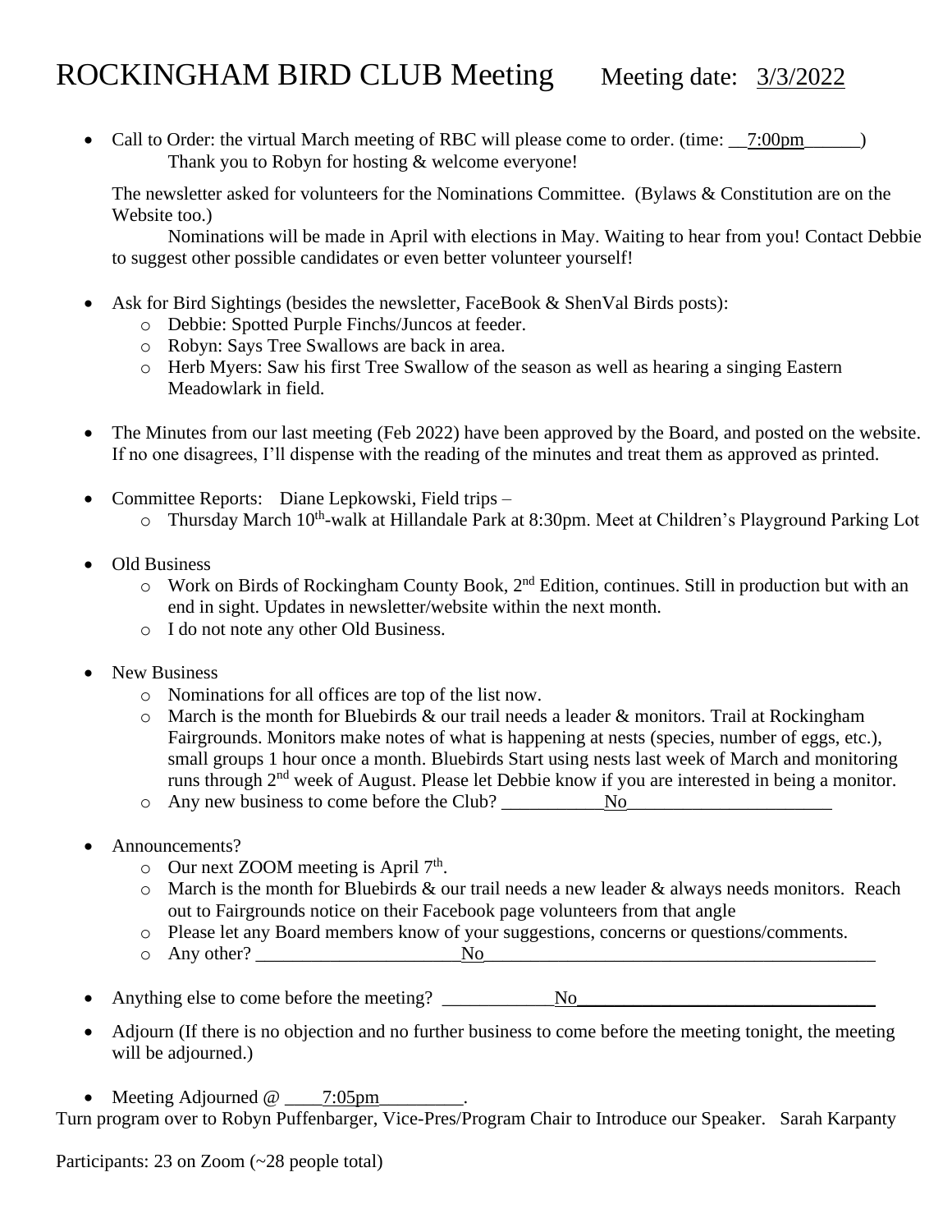# ROCKINGHAM BIRD CLUB Meeting    Meeting date: 3/3/2022

- Call to Order: the virtual March meeting of RBC will please come to order. (time: __7:00pm______)
  Thank you to Robyn for hosting & welcome everyone!

  The newsletter asked for volunteers for the Nominations Committee. (Bylaws & Constitution are on the Website too.)

  Nominations will be made in April with elections in May. Waiting to hear from you! Contact Debbie to suggest other possible candidates or even better volunteer yourself!

- Ask for Bird Sightings (besides the newsletter, FaceBook & ShenVal Birds posts):
  - Debbie: Spotted Purple Finchs/Juncos at feeder.
  - Robyn: Says Tree Swallows are back in area.
  - Herb Myers: Saw his first Tree Swallow of the season as well as hearing a singing Eastern Meadowlark in field.

- The Minutes from our last meeting (Feb 2022) have been approved by the Board, and posted on the website. If no one disagrees, I'll dispense with the reading of the minutes and treat them as approved as printed.

- Committee Reports: Diane Lepkowski, Field trips –
  - Thursday March 10th-walk at Hillandale Park at 8:30pm. Meet at Children's Playground Parking Lot

- Old Business
  - Work on Birds of Rockingham County Book, 2nd Edition, continues. Still in production but with an end in sight. Updates in newsletter/website within the next month.
  - I do not note any other Old Business.

- New Business
  - Nominations for all offices are top of the list now.
  - March is the month for Bluebirds & our trail needs a leader & monitors. Trail at Rockingham Fairgrounds. Monitors make notes of what is happening at nests (species, number of eggs, etc.), small groups 1 hour once a month. Bluebirds Start using nests last week of March and monitoring runs through 2nd week of August. Please let Debbie know if you are interested in being a monitor.
  - Any new business to come before the Club? ___________No______________________

- Announcements?
  - Our next ZOOM meeting is April 7th.
  - March is the month for Bluebirds & our trail needs a new leader & always needs monitors. Reach out to Fairgrounds notice on their Facebook page volunteers from that angle
  - Please let any Board members know of your suggestions, concerns or questions/comments.
  - Any other? ______________________No____________________________________________

- Anything else to come before the meeting? ____________No________________________________

- Adjourn (If there is no objection and no further business to come before the meeting tonight, the meeting will be adjourned.)

- Meeting Adjourned @ ____7:05pm_________.

Turn program over to Robyn Puffenbarger, Vice-Pres/Program Chair to Introduce our Speaker. Sarah Karpanty

Participants: 23 on Zoom (~28 people total)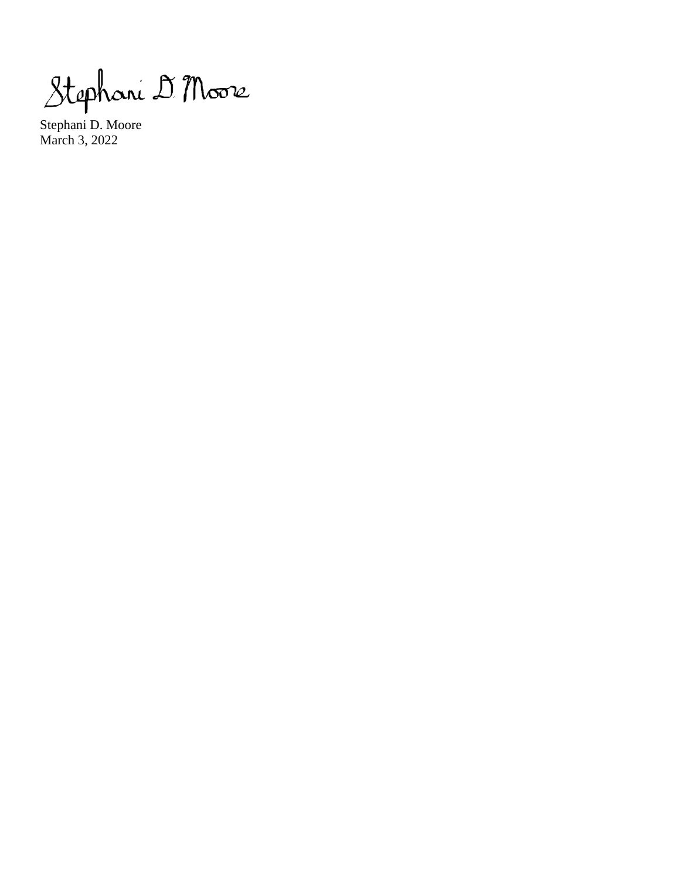Stephani D. Moore

Stephani D. Moore
March 3, 2022